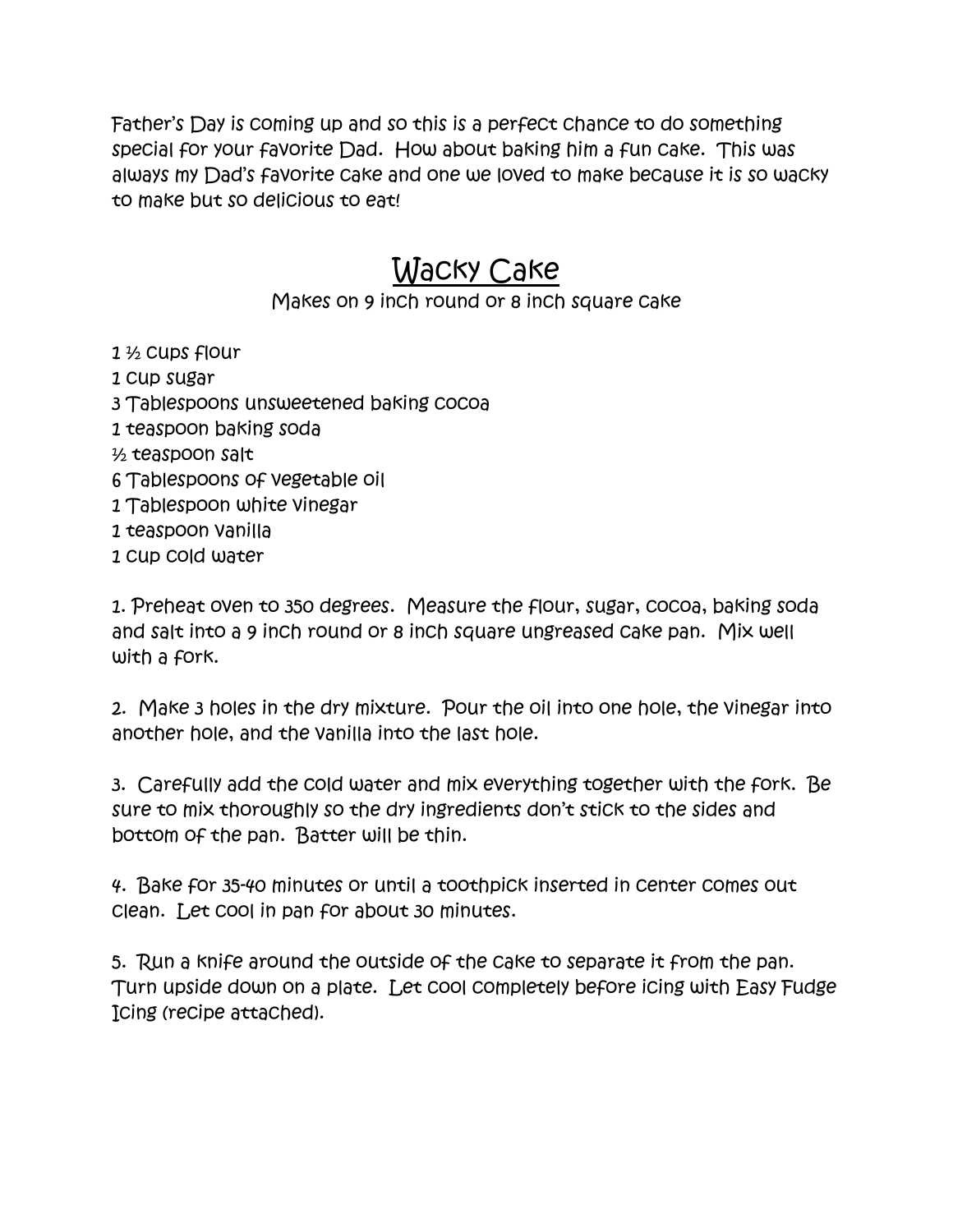Father's Day is coming up and so this is a perfect chance to do something special for your favorite Dad. How about baking him a fun cake. This was always my Dad's favorite cake and one we loved to make because it is so wacky to make but so delicious to eat!

# Wacky Cake

Makes on 9 inch round or 8 inch square cake

1 ½ cups flour
1 cup sugar
3 Tablespoons unsweetened baking cocoa
1 teaspoon baking soda
½ teaspoon salt
6 Tablespoons of vegetable oil
1 Tablespoon white vinegar
1 teaspoon vanilla
1 cup cold water

1. Preheat oven to 350 degrees. Measure the flour, sugar, cocoa, baking soda and salt into a 9 inch round or 8 inch square ungreased cake pan. Mix well with a fork.

2. Make 3 holes in the dry mixture. Pour the oil into one hole, the vinegar into another hole, and the vanilla into the last hole.

3. Carefully add the cold water and mix everything together with the fork. Be sure to mix thoroughly so the dry ingredients don't stick to the sides and bottom of the pan. Batter will be thin.

4. Bake for 35-40 minutes or until a toothpick inserted in center comes out clean. Let cool in pan for about 30 minutes.

5. Run a knife around the outside of the cake to separate it from the pan. Turn upside down on a plate. Let cool completely before icing with Easy Fudge Icing (recipe attached).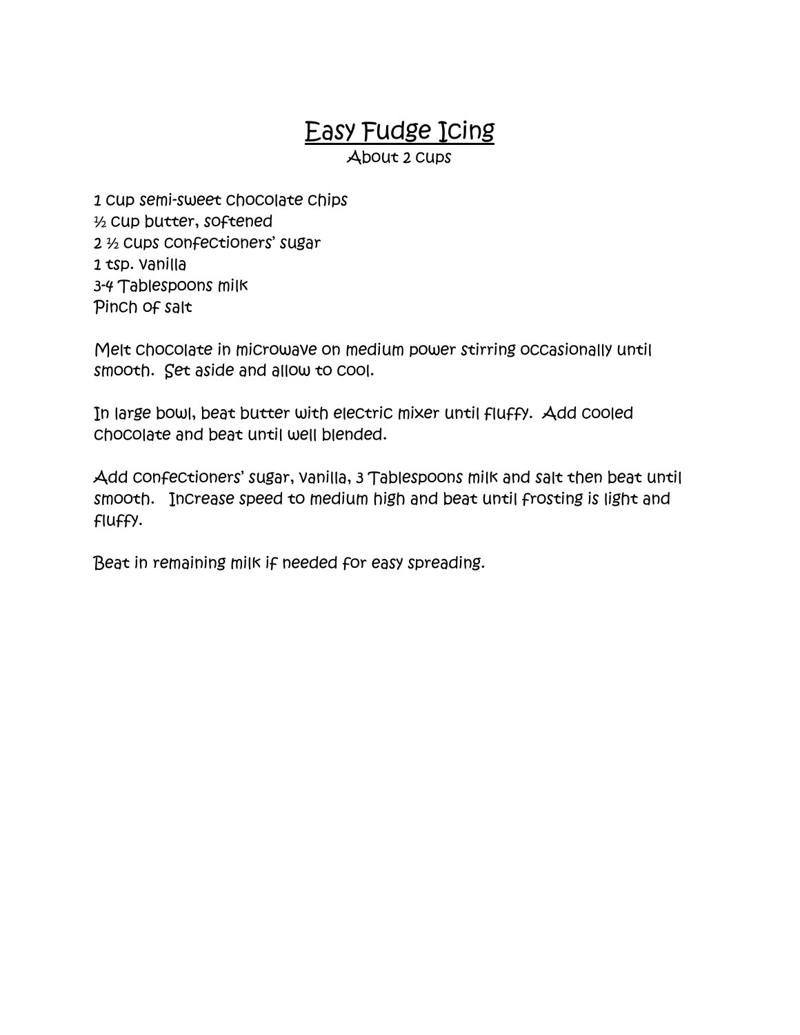# Easy Fudge Icing

About 2 cups

1 cup semi-sweet chocolate chips
½ cup butter, softened
2 ½ cups confectioners' sugar
1 tsp. vanilla
3-4 Tablespoons milk
Pinch of salt

Melt chocolate in microwave on medium power stirring occasionally until smooth. Set aside and allow to cool.

In large bowl, beat butter with electric mixer until fluffy. Add cooled chocolate and beat until well blended.

Add confectioners' sugar, vanilla, 3 Tablespoons milk and salt then beat until smooth. Increase speed to medium high and beat until frosting is light and fluffy.

Beat in remaining milk if needed for easy spreading.